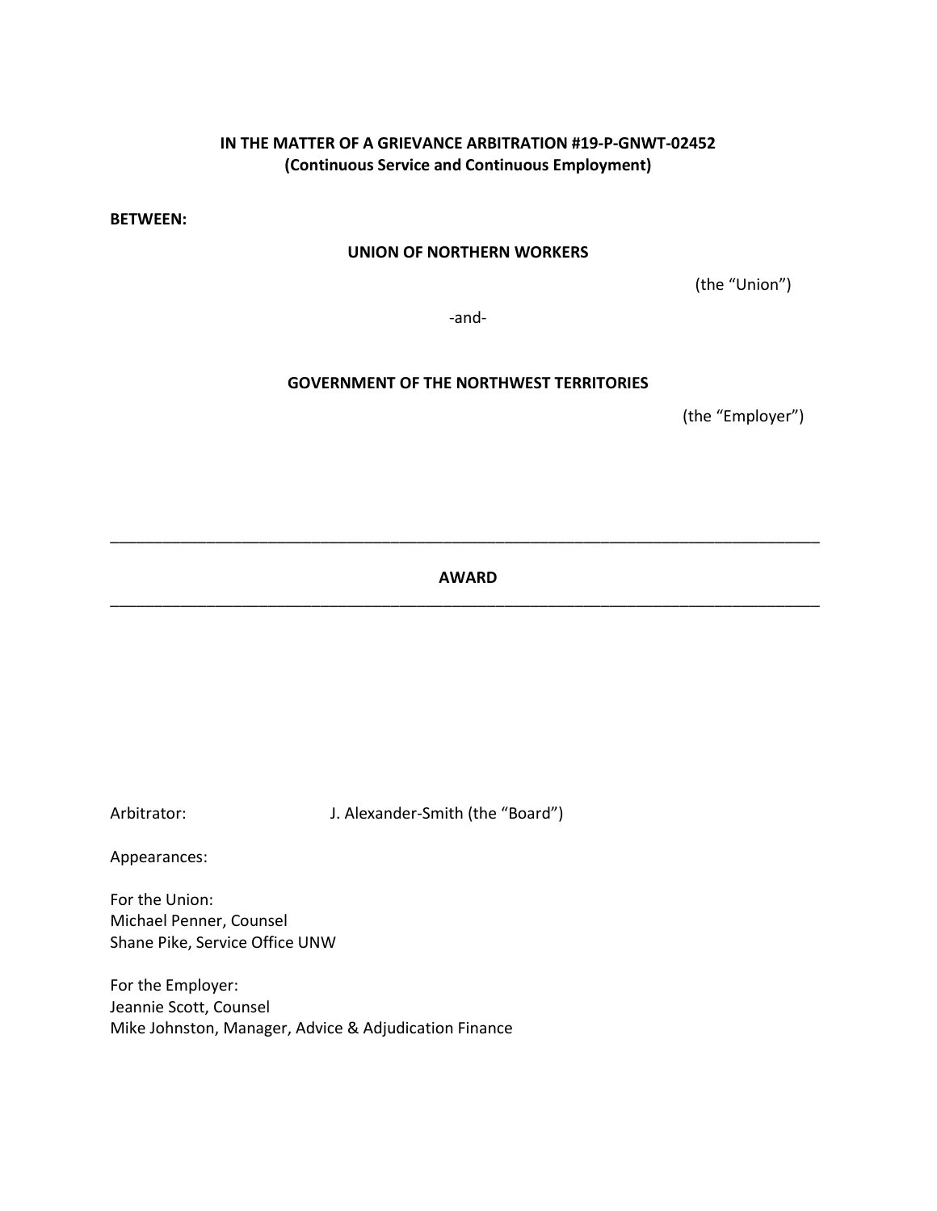**IN THE MATTER OF A GRIEVANCE ARBITRATION #19-P-GNWT-02452**
**(Continuous Service and Continuous Employment)**

**BETWEEN:**

**UNION OF NORTHERN WORKERS**

(the "Union")

-and-

**GOVERNMENT OF THE NORTHWEST TERRITORIES**

(the "Employer")

---

**AWARD**

---

Arbitrator: J. Alexander-Smith (the "Board")

Appearances:

For the Union:
Michael Penner, Counsel
Shane Pike, Service Office UNW

For the Employer:
Jeannie Scott, Counsel
Mike Johnston, Manager, Advice & Adjudication Finance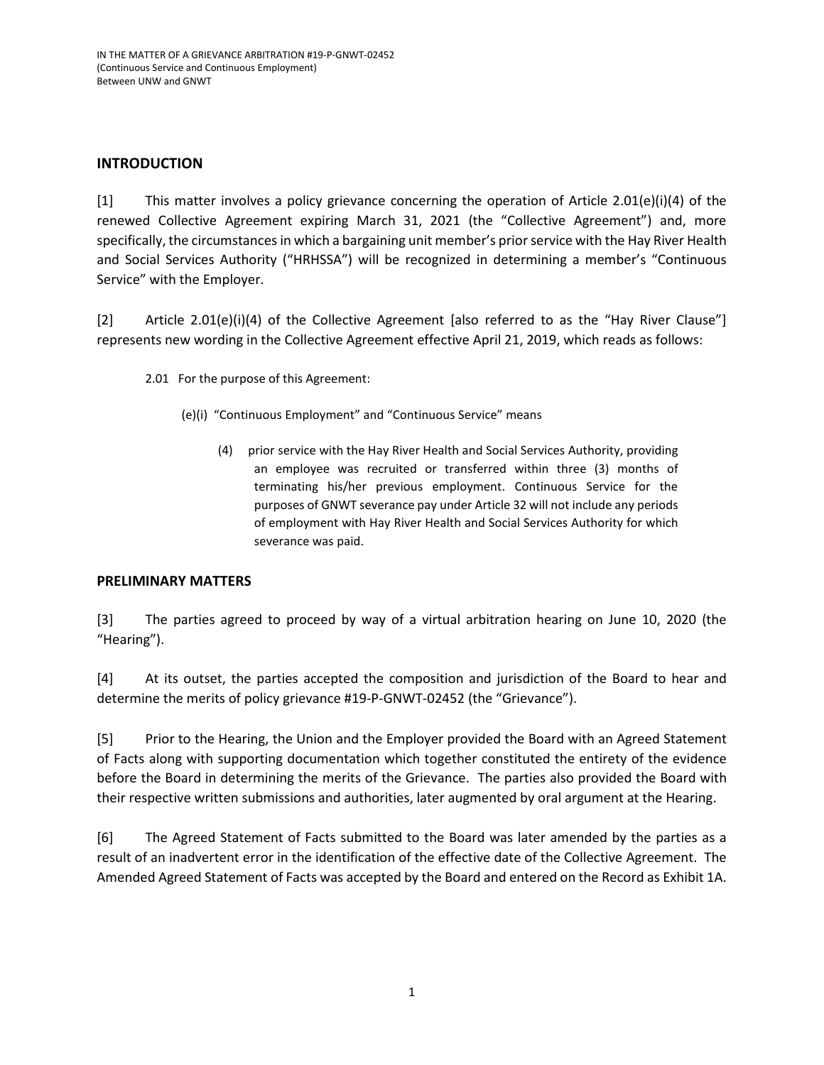## INTRODUCTION

[1] This matter involves a policy grievance concerning the operation of Article 2.01(e)(i)(4) of the renewed Collective Agreement expiring March 31, 2021 (the "Collective Agreement") and, more specifically, the circumstances in which a bargaining unit member's prior service with the Hay River Health and Social Services Authority ("HRHSSA") will be recognized in determining a member's "Continuous Service" with the Employer.

[2] Article 2.01(e)(i)(4) of the Collective Agreement [also referred to as the "Hay River Clause"] represents new wording in the Collective Agreement effective April 21, 2019, which reads as follows:

> 2.01 For the purpose of this Agreement:
>
> (e)(i) "Continuous Employment" and "Continuous Service" means
>
> (4) prior service with the Hay River Health and Social Services Authority, providing an employee was recruited or transferred within three (3) months of terminating his/her previous employment. Continuous Service for the purposes of GNWT severance pay under Article 32 will not include any periods of employment with Hay River Health and Social Services Authority for which severance was paid.

## PRELIMINARY MATTERS

[3] The parties agreed to proceed by way of a virtual arbitration hearing on June 10, 2020 (the "Hearing").

[4] At its outset, the parties accepted the composition and jurisdiction of the Board to hear and determine the merits of policy grievance #19-P-GNWT-02452 (the "Grievance").

[5] Prior to the Hearing, the Union and the Employer provided the Board with an Agreed Statement of Facts along with supporting documentation which together constituted the entirety of the evidence before the Board in determining the merits of the Grievance. The parties also provided the Board with their respective written submissions and authorities, later augmented by oral argument at the Hearing.

[6] The Agreed Statement of Facts submitted to the Board was later amended by the parties as a result of an inadvertent error in the identification of the effective date of the Collective Agreement. The Amended Agreed Statement of Facts was accepted by the Board and entered on the Record as Exhibit 1A.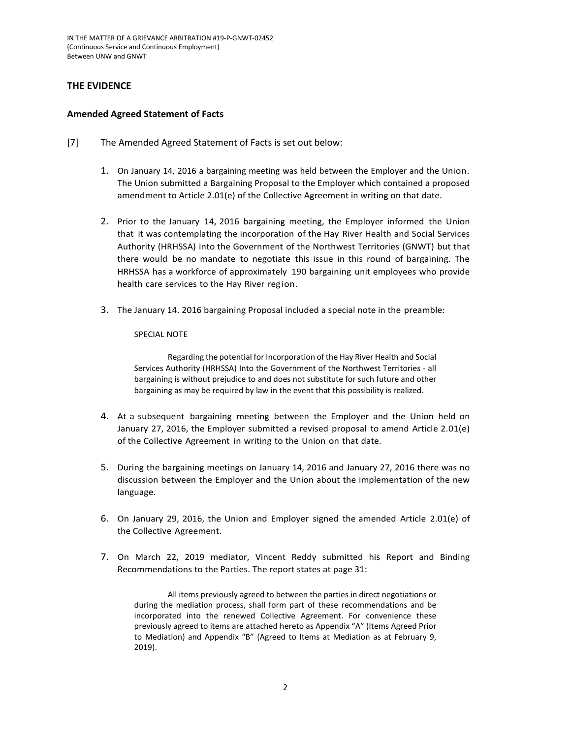## THE EVIDENCE

### Amended Agreed Statement of Facts

[7] The Amended Agreed Statement of Facts is set out below:

1. On January 14, 2016 a bargaining meeting was held between the Employer and the Union. The Union submitted a Bargaining Proposal to the Employer which contained a proposed amendment to Article 2.01(e) of the Collective Agreement in writing on that date.

2. Prior to the January 14, 2016 bargaining meeting, the Employer informed the Union that it was contemplating the incorporation of the Hay River Health and Social Services Authority (HRHSSA) into the Government of the Northwest Territories (GNWT) but that there would be no mandate to negotiate this issue in this round of bargaining. The HRHSSA has a workforce of approximately 190 bargaining unit employees who provide health care services to the Hay River region.

3. The January 14. 2016 bargaining Proposal included a special note in the preamble:

   SPECIAL NOTE

   > Regarding the potential for Incorporation of the Hay River Health and Social Services Authority (HRHSSA) Into the Government of the Northwest Territories - all bargaining is without prejudice to and does not substitute for such future and other bargaining as may be required by law in the event that this possibility is realized.

4. At a subsequent bargaining meeting between the Employer and the Union held on January 27, 2016, the Employer submitted a revised proposal to amend Article 2.01(e) of the Collective Agreement in writing to the Union on that date.

5. During the bargaining meetings on January 14, 2016 and January 27, 2016 there was no discussion between the Employer and the Union about the implementation of the new language.

6. On January 29, 2016, the Union and Employer signed the amended Article 2.01(e) of the Collective Agreement.

7. On March 22, 2019 mediator, Vincent Reddy submitted his Report and Binding Recommendations to the Parties. The report states at page 31:

   > All items previously agreed to between the parties in direct negotiations or during the mediation process, shall form part of these recommendations and be incorporated into the renewed Collective Agreement. For convenience these previously agreed to items are attached hereto as Appendix "A" (Items Agreed Prior to Mediation) and Appendix "B" (Agreed to Items at Mediation as at February 9, 2019).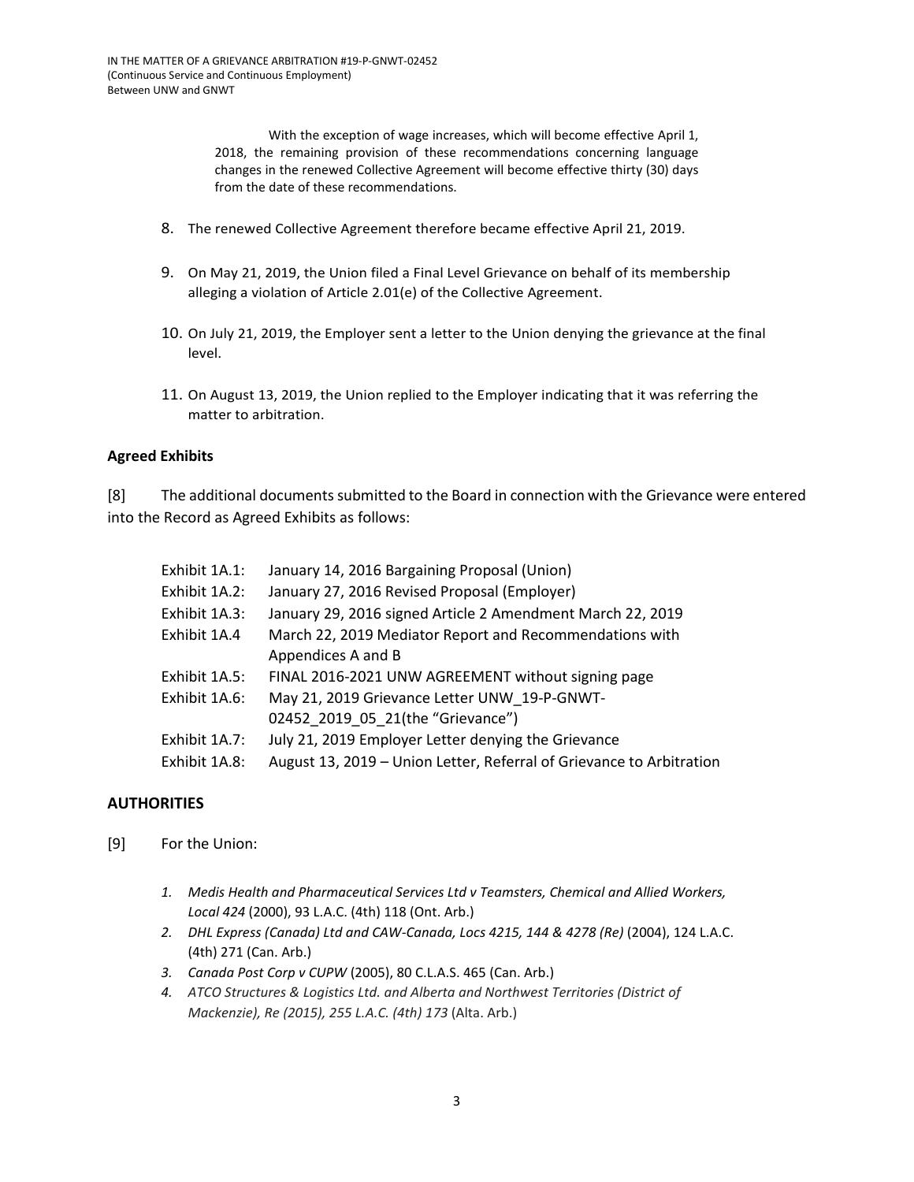> With the exception of wage increases, which will become effective April 1, 2018, the remaining provision of these recommendations concerning language changes in the renewed Collective Agreement will become effective thirty (30) days from the date of these recommendations.

8. The renewed Collective Agreement therefore became effective April 21, 2019.

9. On May 21, 2019, the Union filed a Final Level Grievance on behalf of its membership alleging a violation of Article 2.01(e) of the Collective Agreement.

10. On July 21, 2019, the Employer sent a letter to the Union denying the grievance at the final level.

11. On August 13, 2019, the Union replied to the Employer indicating that it was referring the matter to arbitration.

**Agreed Exhibits**

[8] The additional documents submitted to the Board in connection with the Grievance were entered into the Record as Agreed Exhibits as follows:

| | |
|---|---|
| Exhibit 1A.1: | January 14, 2016 Bargaining Proposal (Union) |
| Exhibit 1A.2: | January 27, 2016 Revised Proposal (Employer) |
| Exhibit 1A.3: | January 29, 2016 signed Article 2 Amendment March 22, 2019 |
| Exhibit 1A.4 | March 22, 2019 Mediator Report and Recommendations with Appendices A and B |
| Exhibit 1A.5: | FINAL 2016-2021 UNW AGREEMENT without signing page |
| Exhibit 1A.6: | May 21, 2019 Grievance Letter UNW_19-P-GNWT-02452_2019_05_21(the "Grievance") |
| Exhibit 1A.7: | July 21, 2019 Employer Letter denying the Grievance |
| Exhibit 1A.8: | August 13, 2019 – Union Letter, Referral of Grievance to Arbitration |

## AUTHORITIES

[9] For the Union:

1. *Medis Health and Pharmaceutical Services Ltd v Teamsters, Chemical and Allied Workers, Local 424* (2000), 93 L.A.C. (4th) 118 (Ont. Arb.)
2. *DHL Express (Canada) Ltd and CAW-Canada, Locs 4215, 144 & 4278 (Re)* (2004), 124 L.A.C. (4th) 271 (Can. Arb.)
3. *Canada Post Corp v CUPW* (2005), 80 C.L.A.S. 465 (Can. Arb.)
4. *ATCO Structures & Logistics Ltd. and Alberta and Northwest Territories (District of Mackenzie), Re (2015), 255 L.A.C. (4th) 173* (Alta. Arb.)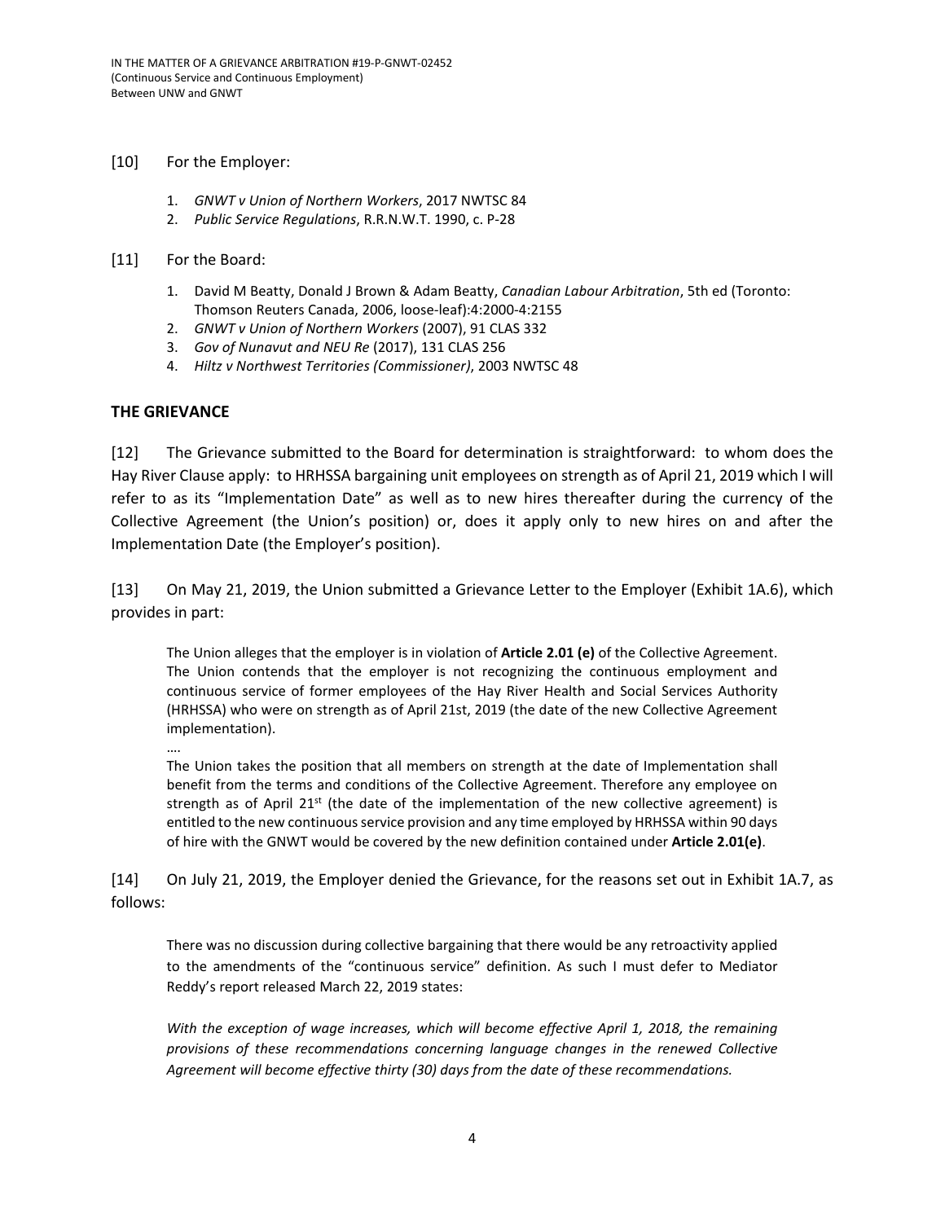[10] For the Employer:

1. *GNWT v Union of Northern Workers*, 2017 NWTSC 84
2. *Public Service Regulations*, R.R.N.W.T. 1990, c. P-28

[11] For the Board:

1. David M Beatty, Donald J Brown & Adam Beatty, *Canadian Labour Arbitration*, 5th ed (Toronto: Thomson Reuters Canada, 2006, loose-leaf):4:2000-4:2155
2. *GNWT v Union of Northern Workers* (2007), 91 CLAS 332
3. *Gov of Nunavut and NEU Re* (2017), 131 CLAS 256
4. *Hiltz v Northwest Territories (Commissioner)*, 2003 NWTSC 48

## THE GRIEVANCE

[12] The Grievance submitted to the Board for determination is straightforward: to whom does the Hay River Clause apply: to HRHSSA bargaining unit employees on strength as of April 21, 2019 which I will refer to as its "Implementation Date" as well as to new hires thereafter during the currency of the Collective Agreement (the Union's position) or, does it apply only to new hires on and after the Implementation Date (the Employer's position).

[13] On May 21, 2019, the Union submitted a Grievance Letter to the Employer (Exhibit 1A.6), which provides in part:

> The Union alleges that the employer is in violation of **Article 2.01 (e)** of the Collective Agreement. The Union contends that the employer is not recognizing the continuous employment and continuous service of former employees of the Hay River Health and Social Services Authority (HRHSSA) who were on strength as of April 21st, 2019 (the date of the new Collective Agreement implementation).
>
> ….
>
> The Union takes the position that all members on strength at the date of Implementation shall benefit from the terms and conditions of the Collective Agreement. Therefore any employee on strength as of April 21st (the date of the implementation of the new collective agreement) is entitled to the new continuous service provision and any time employed by HRHSSA within 90 days of hire with the GNWT would be covered by the new definition contained under **Article 2.01(e)**.

[14] On July 21, 2019, the Employer denied the Grievance, for the reasons set out in Exhibit 1A.7, as follows:

> There was no discussion during collective bargaining that there would be any retroactivity applied to the amendments of the "continuous service" definition. As such I must defer to Mediator Reddy's report released March 22, 2019 states:
>
> *With the exception of wage increases, which will become effective April 1, 2018, the remaining provisions of these recommendations concerning language changes in the renewed Collective Agreement will become effective thirty (30) days from the date of these recommendations.*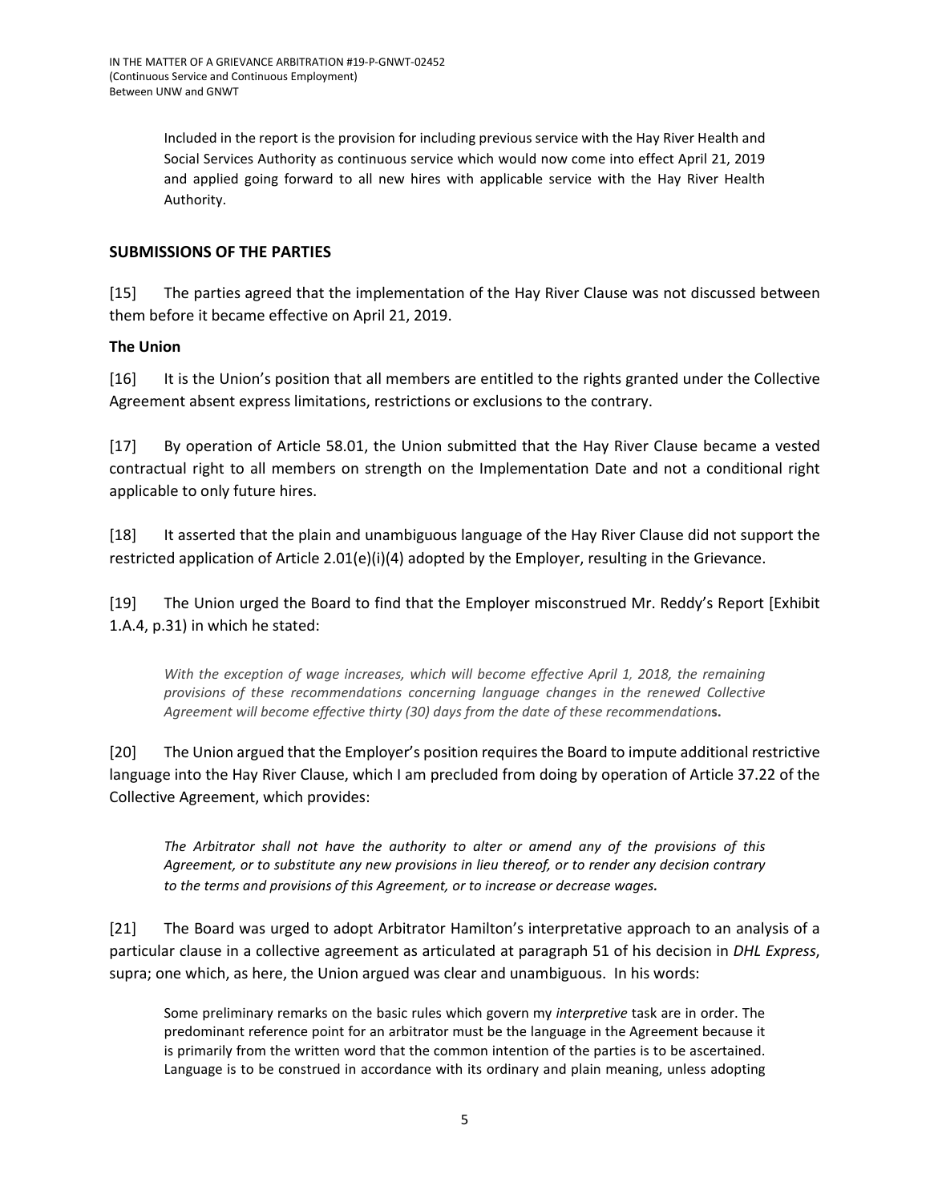> Included in the report is the provision for including previous service with the Hay River Health and Social Services Authority as continuous service which would now come into effect April 21, 2019 and applied going forward to all new hires with applicable service with the Hay River Health Authority.

## SUBMISSIONS OF THE PARTIES

[15] The parties agreed that the implementation of the Hay River Clause was not discussed between them before it became effective on April 21, 2019.

**The Union**

[16] It is the Union's position that all members are entitled to the rights granted under the Collective Agreement absent express limitations, restrictions or exclusions to the contrary.

[17] By operation of Article 58.01, the Union submitted that the Hay River Clause became a vested contractual right to all members on strength on the Implementation Date and not a conditional right applicable to only future hires.

[18] It asserted that the plain and unambiguous language of the Hay River Clause did not support the restricted application of Article 2.01(e)(i)(4) adopted by the Employer, resulting in the Grievance.

[19] The Union urged the Board to find that the Employer misconstrued Mr. Reddy's Report [Exhibit 1.A.4, p.31) in which he stated:

> *With the exception of wage increases, which will become effective April 1, 2018, the remaining provisions of these recommendations concerning language changes in the renewed Collective Agreement will become effective thirty (30) days from the date of these recommendation***s.**

[20] The Union argued that the Employer's position requires the Board to impute additional restrictive language into the Hay River Clause, which I am precluded from doing by operation of Article 37.22 of the Collective Agreement, which provides:

> *The Arbitrator shall not have the authority to alter or amend any of the provisions of this Agreement, or to substitute any new provisions in lieu thereof, or to render any decision contrary to the terms and provisions of this Agreement, or to increase or decrease wages.*

[21] The Board was urged to adopt Arbitrator Hamilton's interpretative approach to an analysis of a particular clause in a collective agreement as articulated at paragraph 51 of his decision in *DHL Express*, supra; one which, as here, the Union argued was clear and unambiguous. In his words:

> Some preliminary remarks on the basic rules which govern my *interpretive* task are in order. The predominant reference point for an arbitrator must be the language in the Agreement because it is primarily from the written word that the common intention of the parties is to be ascertained. Language is to be construed in accordance with its ordinary and plain meaning, unless adopting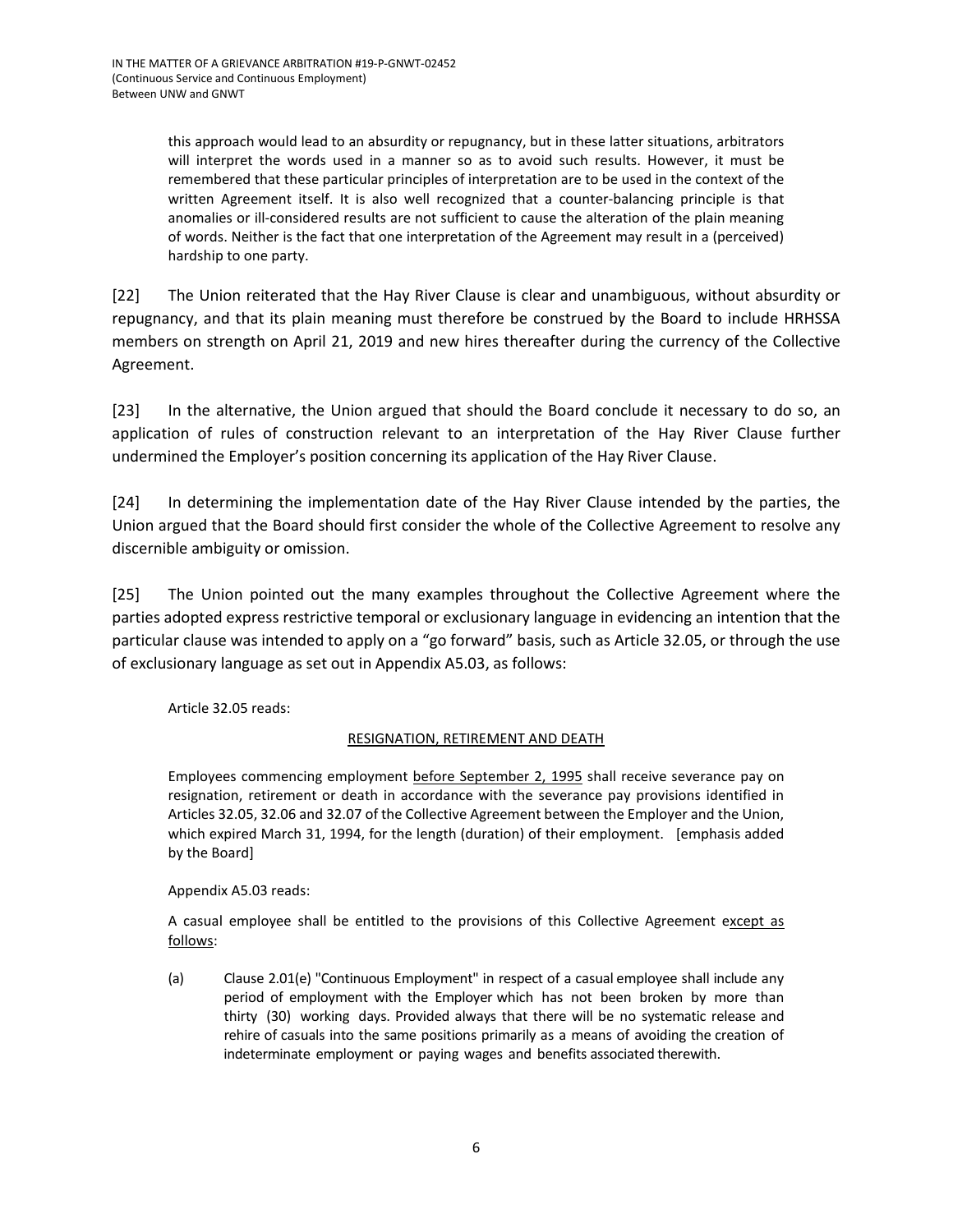> this approach would lead to an absurdity or repugnancy, but in these latter situations, arbitrators will interpret the words used in a manner so as to avoid such results. However, it must be remembered that these particular principles of interpretation are to be used in the context of the written Agreement itself. It is also well recognized that a counter-balancing principle is that anomalies or ill-considered results are not sufficient to cause the alteration of the plain meaning of words. Neither is the fact that one interpretation of the Agreement may result in a (perceived) hardship to one party.

[22] The Union reiterated that the Hay River Clause is clear and unambiguous, without absurdity or repugnancy, and that its plain meaning must therefore be construed by the Board to include HRHSSA members on strength on April 21, 2019 and new hires thereafter during the currency of the Collective Agreement.

[23] In the alternative, the Union argued that should the Board conclude it necessary to do so, an application of rules of construction relevant to an interpretation of the Hay River Clause further undermined the Employer's position concerning its application of the Hay River Clause.

[24] In determining the implementation date of the Hay River Clause intended by the parties, the Union argued that the Board should first consider the whole of the Collective Agreement to resolve any discernible ambiguity or omission.

[25] The Union pointed out the many examples throughout the Collective Agreement where the parties adopted express restrictive temporal or exclusionary language in evidencing an intention that the particular clause was intended to apply on a "go forward" basis, such as Article 32.05, or through the use of exclusionary language as set out in Appendix A5.03, as follows:

> Article 32.05 reads:
>
> <u>RESIGNATION, RETIREMENT AND DEATH</u>
>
> Employees commencing employment <u>before September 2, 1995</u> shall receive severance pay on resignation, retirement or death in accordance with the severance pay provisions identified in Articles 32.05, 32.06 and 32.07 of the Collective Agreement between the Employer and the Union, which expired March 31, 1994, for the length (duration) of their employment. [emphasis added by the Board]
>
> Appendix A5.03 reads:
>
> A casual employee shall be entitled to the provisions of this Collective Agreement <u>except as follows</u>:
>
> (a) Clause 2.01(e) "Continuous Employment" in respect of a casual employee shall include any period of employment with the Employer which has not been broken by more than thirty (30) working days. Provided always that there will be no systematic release and rehire of casuals into the same positions primarily as a means of avoiding the creation of indeterminate employment or paying wages and benefits associated therewith.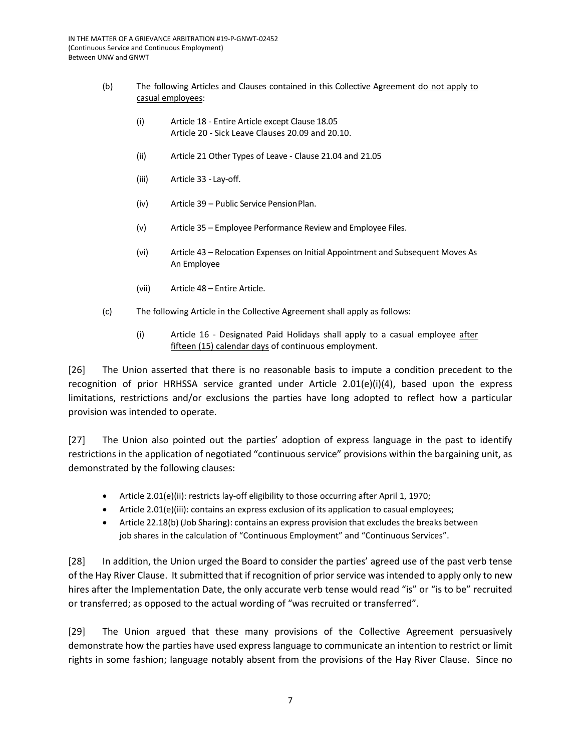(b) The following Articles and Clauses contained in this Collective Agreement <u>do not apply to casual employees</u>:

> (i) Article 18 - Entire Article except Clause 18.05
> Article 20 - Sick Leave Clauses 20.09 and 20.10.
>
> (ii) Article 21 Other Types of Leave - Clause 21.04 and 21.05
>
> (iii) Article 33 - Lay-off.
>
> (iv) Article 39 – Public Service Pension Plan.
>
> (v) Article 35 – Employee Performance Review and Employee Files.
>
> (vi) Article 43 – Relocation Expenses on Initial Appointment and Subsequent Moves As An Employee
>
> (vii) Article 48 – Entire Article.

(c) The following Article in the Collective Agreement shall apply as follows:

> (i) Article 16 - Designated Paid Holidays shall apply to a casual employee <u>after fifteen (15) calendar days</u> of continuous employment.

[26] The Union asserted that there is no reasonable basis to impute a condition precedent to the recognition of prior HRHSSA service granted under Article 2.01(e)(i)(4), based upon the express limitations, restrictions and/or exclusions the parties have long adopted to reflect how a particular provision was intended to operate.

[27] The Union also pointed out the parties' adoption of express language in the past to identify restrictions in the application of negotiated "continuous service" provisions within the bargaining unit, as demonstrated by the following clauses:

- Article 2.01(e)(ii): restricts lay-off eligibility to those occurring after April 1, 1970;
- Article 2.01(e)(iii): contains an express exclusion of its application to casual employees;
- Article 22.18(b) (Job Sharing): contains an express provision that excludes the breaks between job shares in the calculation of "Continuous Employment" and "Continuous Services".

[28] In addition, the Union urged the Board to consider the parties' agreed use of the past verb tense of the Hay River Clause. It submitted that if recognition of prior service was intended to apply only to new hires after the Implementation Date, the only accurate verb tense would read "is" or "is to be" recruited or transferred; as opposed to the actual wording of "was recruited or transferred".

[29] The Union argued that these many provisions of the Collective Agreement persuasively demonstrate how the parties have used express language to communicate an intention to restrict or limit rights in some fashion; language notably absent from the provisions of the Hay River Clause. Since no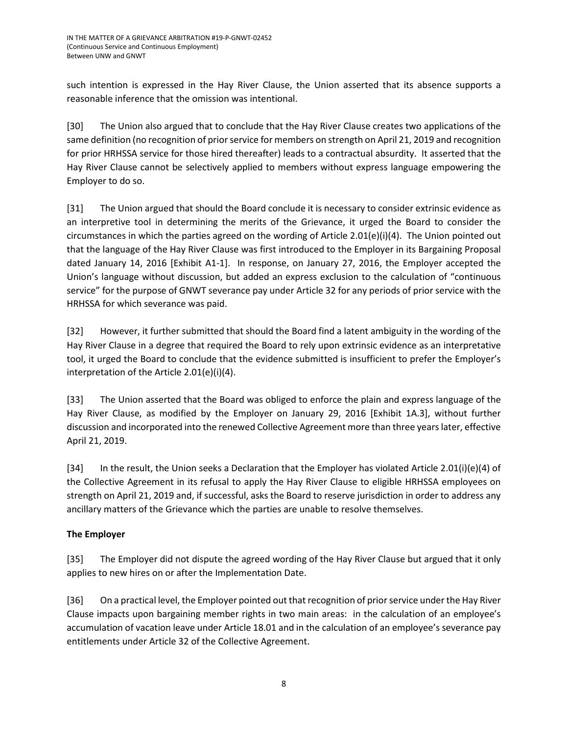such intention is expressed in the Hay River Clause, the Union asserted that its absence supports a reasonable inference that the omission was intentional.

[30] The Union also argued that to conclude that the Hay River Clause creates two applications of the same definition (no recognition of prior service for members on strength on April 21, 2019 and recognition for prior HRHSSA service for those hired thereafter) leads to a contractual absurdity. It asserted that the Hay River Clause cannot be selectively applied to members without express language empowering the Employer to do so.

[31] The Union argued that should the Board conclude it is necessary to consider extrinsic evidence as an interpretive tool in determining the merits of the Grievance, it urged the Board to consider the circumstances in which the parties agreed on the wording of Article 2.01(e)(i)(4). The Union pointed out that the language of the Hay River Clause was first introduced to the Employer in its Bargaining Proposal dated January 14, 2016 [Exhibit A1-1]. In response, on January 27, 2016, the Employer accepted the Union's language without discussion, but added an express exclusion to the calculation of "continuous service" for the purpose of GNWT severance pay under Article 32 for any periods of prior service with the HRHSSA for which severance was paid.

[32] However, it further submitted that should the Board find a latent ambiguity in the wording of the Hay River Clause in a degree that required the Board to rely upon extrinsic evidence as an interpretative tool, it urged the Board to conclude that the evidence submitted is insufficient to prefer the Employer's interpretation of the Article 2.01(e)(i)(4).

[33] The Union asserted that the Board was obliged to enforce the plain and express language of the Hay River Clause, as modified by the Employer on January 29, 2016 [Exhibit 1A.3], without further discussion and incorporated into the renewed Collective Agreement more than three years later, effective April 21, 2019.

[34] In the result, the Union seeks a Declaration that the Employer has violated Article 2.01(i)(e)(4) of the Collective Agreement in its refusal to apply the Hay River Clause to eligible HRHSSA employees on strength on April 21, 2019 and, if successful, asks the Board to reserve jurisdiction in order to address any ancillary matters of the Grievance which the parties are unable to resolve themselves.

**The Employer**

[35] The Employer did not dispute the agreed wording of the Hay River Clause but argued that it only applies to new hires on or after the Implementation Date.

[36] On a practical level, the Employer pointed out that recognition of prior service under the Hay River Clause impacts upon bargaining member rights in two main areas: in the calculation of an employee's accumulation of vacation leave under Article 18.01 and in the calculation of an employee's severance pay entitlements under Article 32 of the Collective Agreement.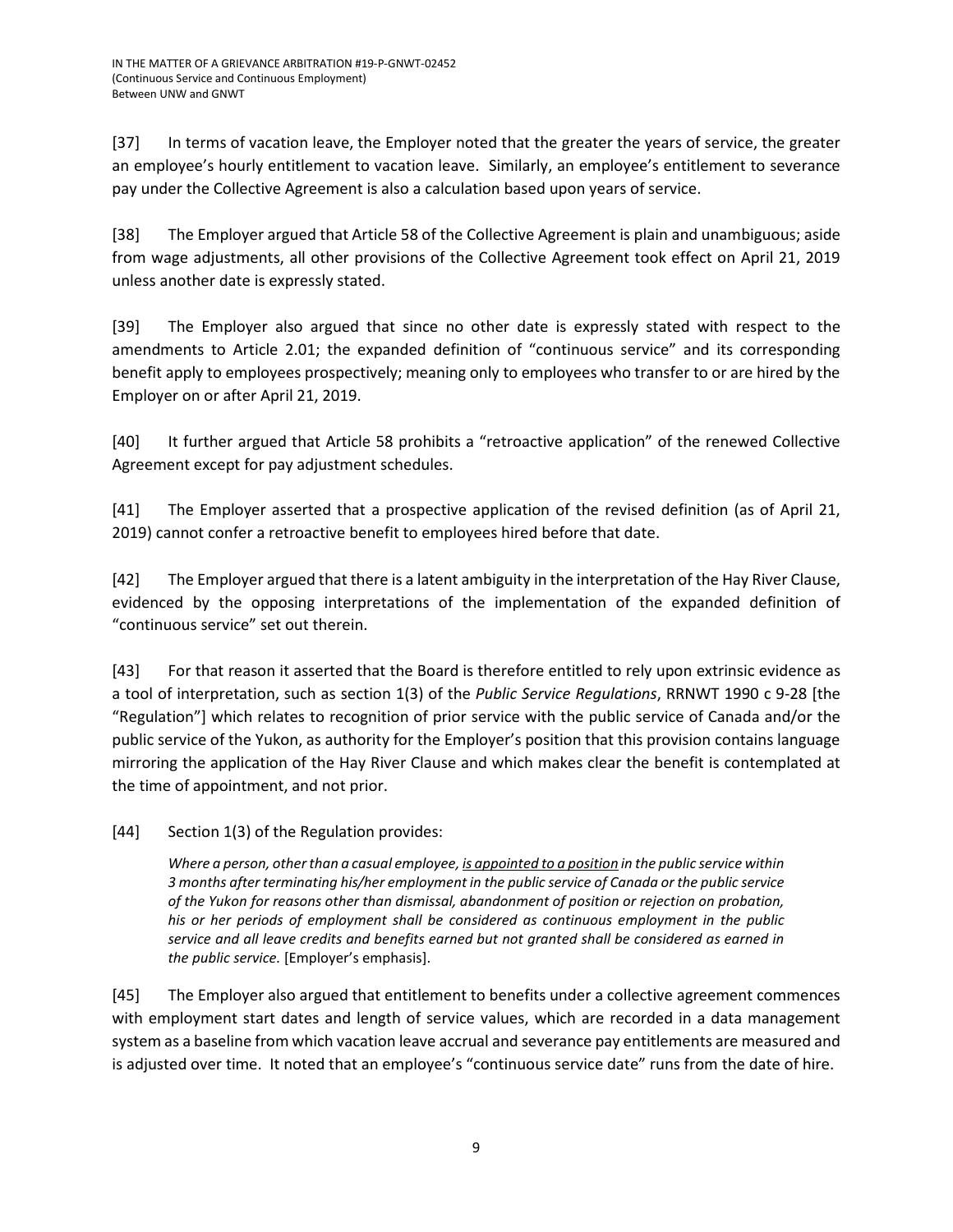[37] In terms of vacation leave, the Employer noted that the greater the years of service, the greater an employee's hourly entitlement to vacation leave. Similarly, an employee's entitlement to severance pay under the Collective Agreement is also a calculation based upon years of service.

[38] The Employer argued that Article 58 of the Collective Agreement is plain and unambiguous; aside from wage adjustments, all other provisions of the Collective Agreement took effect on April 21, 2019 unless another date is expressly stated.

[39] The Employer also argued that since no other date is expressly stated with respect to the amendments to Article 2.01; the expanded definition of "continuous service" and its corresponding benefit apply to employees prospectively; meaning only to employees who transfer to or are hired by the Employer on or after April 21, 2019.

[40] It further argued that Article 58 prohibits a "retroactive application" of the renewed Collective Agreement except for pay adjustment schedules.

[41] The Employer asserted that a prospective application of the revised definition (as of April 21, 2019) cannot confer a retroactive benefit to employees hired before that date.

[42] The Employer argued that there is a latent ambiguity in the interpretation of the Hay River Clause, evidenced by the opposing interpretations of the implementation of the expanded definition of "continuous service" set out therein.

[43] For that reason it asserted that the Board is therefore entitled to rely upon extrinsic evidence as a tool of interpretation, such as section 1(3) of the *Public Service Regulations*, RRNWT 1990 c 9-28 [the "Regulation"] which relates to recognition of prior service with the public service of Canada and/or the public service of the Yukon, as authority for the Employer's position that this provision contains language mirroring the application of the Hay River Clause and which makes clear the benefit is contemplated at the time of appointment, and not prior.

[44] Section 1(3) of the Regulation provides:

> *Where a person, other than a casual employee, <u>is appointed to a position</u> in the public service within 3 months after terminating his/her employment in the public service of Canada or the public service of the Yukon for reasons other than dismissal, abandonment of position or rejection on probation, his or her periods of employment shall be considered as continuous employment in the public service and all leave credits and benefits earned but not granted shall be considered as earned in the public service.* [Employer's emphasis].

[45] The Employer also argued that entitlement to benefits under a collective agreement commences with employment start dates and length of service values, which are recorded in a data management system as a baseline from which vacation leave accrual and severance pay entitlements are measured and is adjusted over time. It noted that an employee's "continuous service date" runs from the date of hire.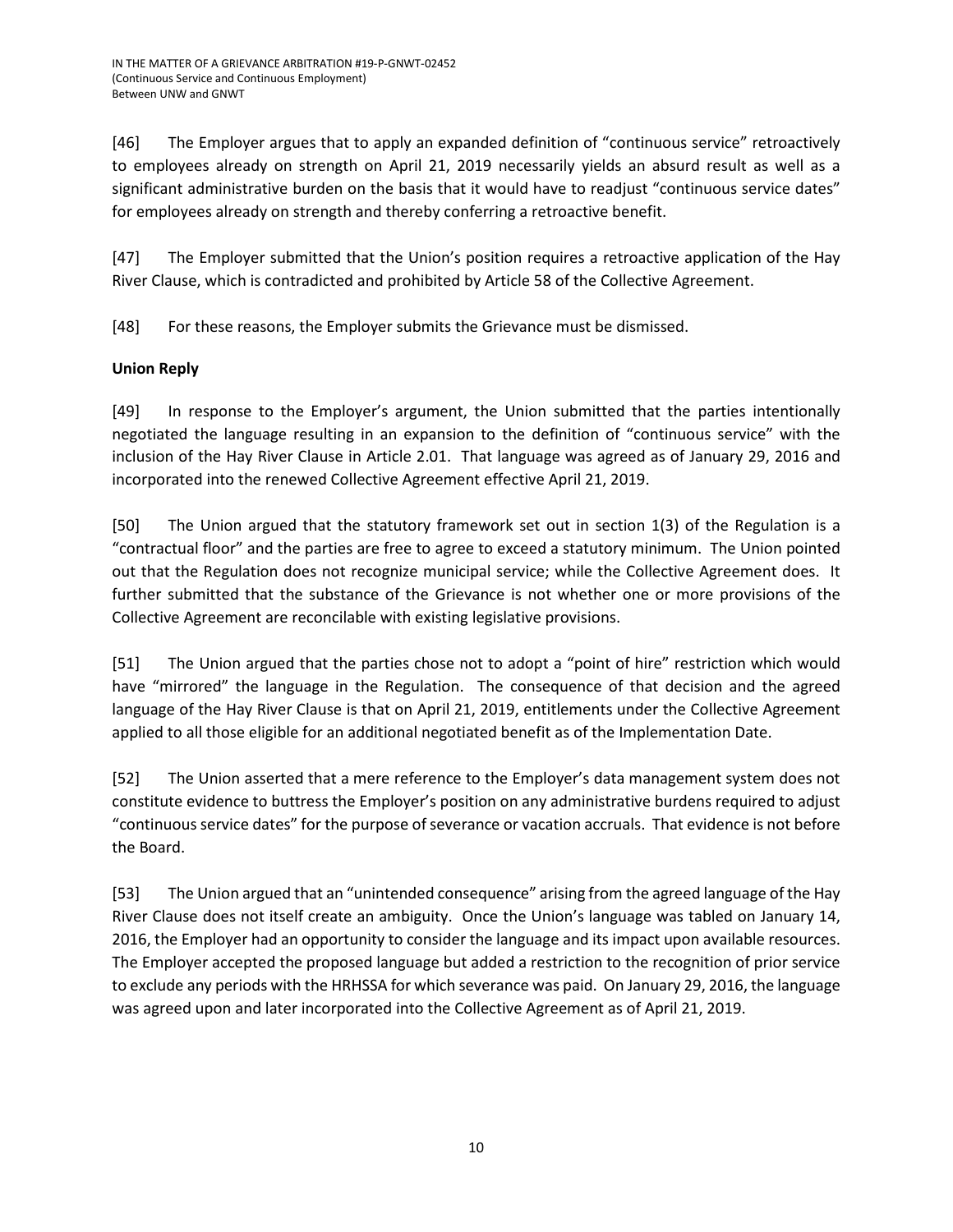[46] The Employer argues that to apply an expanded definition of "continuous service" retroactively to employees already on strength on April 21, 2019 necessarily yields an absurd result as well as a significant administrative burden on the basis that it would have to readjust "continuous service dates" for employees already on strength and thereby conferring a retroactive benefit.

[47] The Employer submitted that the Union's position requires a retroactive application of the Hay River Clause, which is contradicted and prohibited by Article 58 of the Collective Agreement.

[48] For these reasons, the Employer submits the Grievance must be dismissed.

**Union Reply**

[49] In response to the Employer's argument, the Union submitted that the parties intentionally negotiated the language resulting in an expansion to the definition of "continuous service" with the inclusion of the Hay River Clause in Article 2.01. That language was agreed as of January 29, 2016 and incorporated into the renewed Collective Agreement effective April 21, 2019.

[50] The Union argued that the statutory framework set out in section 1(3) of the Regulation is a "contractual floor" and the parties are free to agree to exceed a statutory minimum. The Union pointed out that the Regulation does not recognize municipal service; while the Collective Agreement does. It further submitted that the substance of the Grievance is not whether one or more provisions of the Collective Agreement are reconcilable with existing legislative provisions.

[51] The Union argued that the parties chose not to adopt a "point of hire" restriction which would have "mirrored" the language in the Regulation. The consequence of that decision and the agreed language of the Hay River Clause is that on April 21, 2019, entitlements under the Collective Agreement applied to all those eligible for an additional negotiated benefit as of the Implementation Date.

[52] The Union asserted that a mere reference to the Employer's data management system does not constitute evidence to buttress the Employer's position on any administrative burdens required to adjust "continuous service dates" for the purpose of severance or vacation accruals. That evidence is not before the Board.

[53] The Union argued that an "unintended consequence" arising from the agreed language of the Hay River Clause does not itself create an ambiguity. Once the Union's language was tabled on January 14, 2016, the Employer had an opportunity to consider the language and its impact upon available resources. The Employer accepted the proposed language but added a restriction to the recognition of prior service to exclude any periods with the HRHSSA for which severance was paid. On January 29, 2016, the language was agreed upon and later incorporated into the Collective Agreement as of April 21, 2019.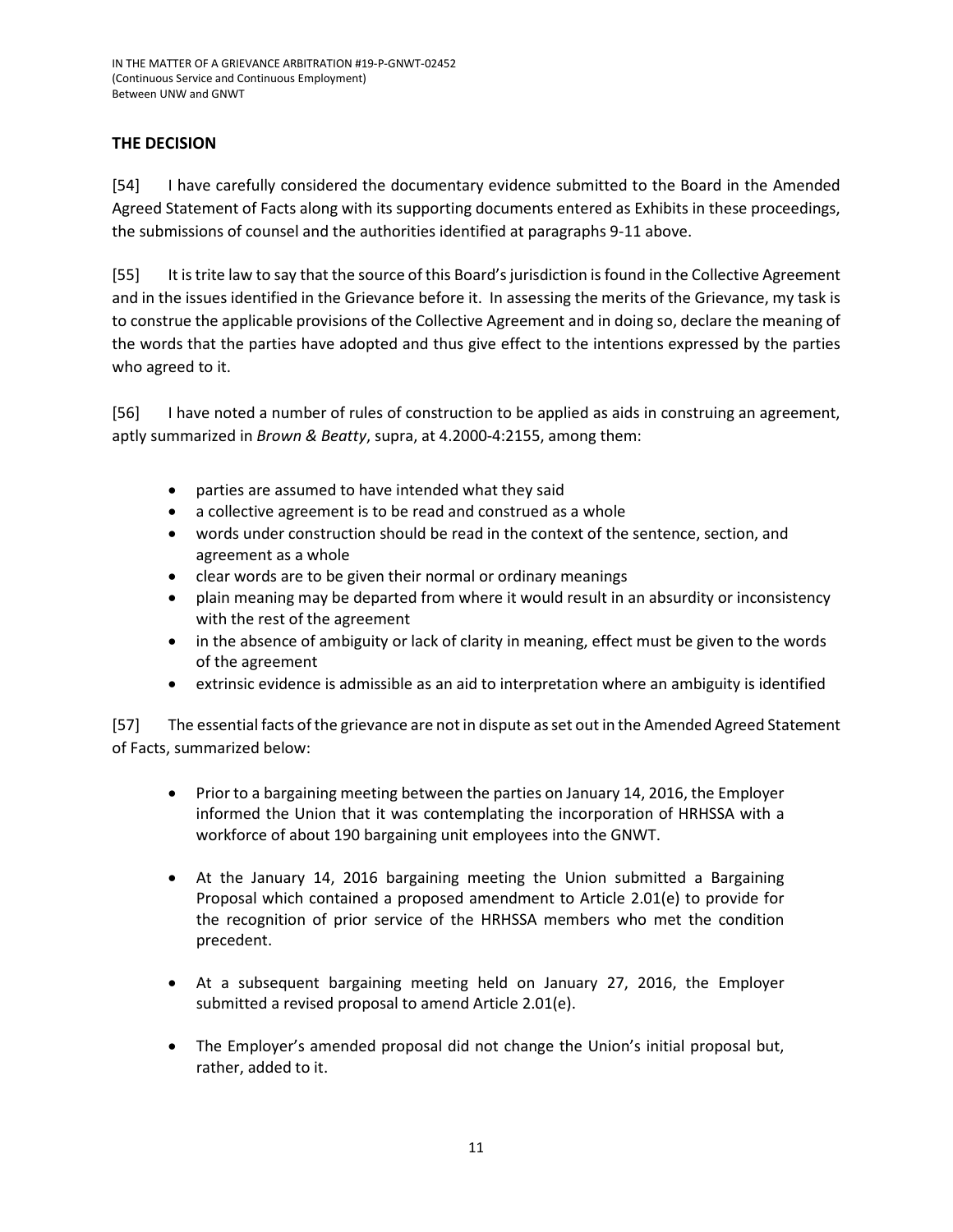## THE DECISION

[54] I have carefully considered the documentary evidence submitted to the Board in the Amended Agreed Statement of Facts along with its supporting documents entered as Exhibits in these proceedings, the submissions of counsel and the authorities identified at paragraphs 9-11 above.

[55] It is trite law to say that the source of this Board's jurisdiction is found in the Collective Agreement and in the issues identified in the Grievance before it. In assessing the merits of the Grievance, my task is to construe the applicable provisions of the Collective Agreement and in doing so, declare the meaning of the words that the parties have adopted and thus give effect to the intentions expressed by the parties who agreed to it.

[56] I have noted a number of rules of construction to be applied as aids in construing an agreement, aptly summarized in *Brown & Beatty*, supra, at 4.2000-4:2155, among them:

- parties are assumed to have intended what they said
- a collective agreement is to be read and construed as a whole
- words under construction should be read in the context of the sentence, section, and agreement as a whole
- clear words are to be given their normal or ordinary meanings
- plain meaning may be departed from where it would result in an absurdity or inconsistency with the rest of the agreement
- in the absence of ambiguity or lack of clarity in meaning, effect must be given to the words of the agreement
- extrinsic evidence is admissible as an aid to interpretation where an ambiguity is identified

[57] The essential facts of the grievance are not in dispute as set out in the Amended Agreed Statement of Facts, summarized below:

- Prior to a bargaining meeting between the parties on January 14, 2016, the Employer informed the Union that it was contemplating the incorporation of HRHSSA with a workforce of about 190 bargaining unit employees into the GNWT.
- At the January 14, 2016 bargaining meeting the Union submitted a Bargaining Proposal which contained a proposed amendment to Article 2.01(e) to provide for the recognition of prior service of the HRHSSA members who met the condition precedent.
- At a subsequent bargaining meeting held on January 27, 2016, the Employer submitted a revised proposal to amend Article 2.01(e).
- The Employer's amended proposal did not change the Union's initial proposal but, rather, added to it.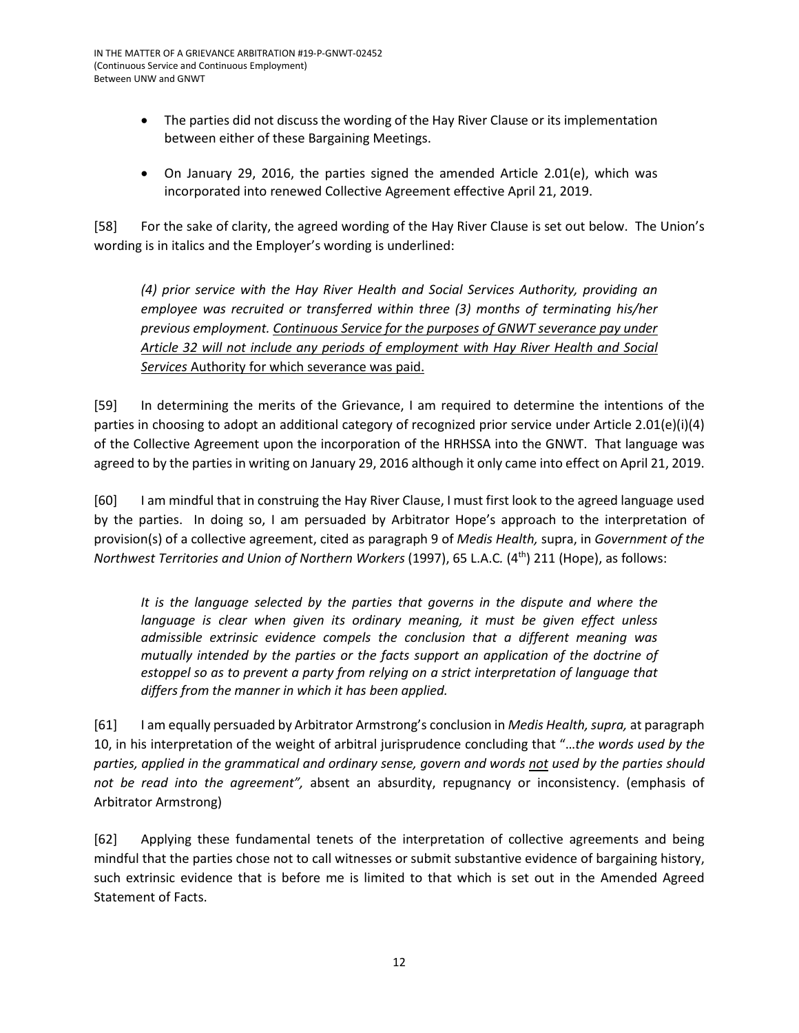- The parties did not discuss the wording of the Hay River Clause or its implementation between either of these Bargaining Meetings.
- On January 29, 2016, the parties signed the amended Article 2.01(e), which was incorporated into renewed Collective Agreement effective April 21, 2019.

[58] For the sake of clarity, the agreed wording of the Hay River Clause is set out below. The Union's wording is in italics and the Employer's wording is underlined:

> *(4) prior service with the Hay River Health and Social Services Authority, providing an employee was recruited or transferred within three (3) months of terminating his/her previous employment.* <u>Continuous Service for the purposes of GNWT severance pay under Article 32 will not include any periods of employment with Hay River Health and Social Services Authority for which severance was paid.</u>

[59] In determining the merits of the Grievance, I am required to determine the intentions of the parties in choosing to adopt an additional category of recognized prior service under Article 2.01(e)(i)(4) of the Collective Agreement upon the incorporation of the HRHSSA into the GNWT. That language was agreed to by the parties in writing on January 29, 2016 although it only came into effect on April 21, 2019.

[60] I am mindful that in construing the Hay River Clause, I must first look to the agreed language used by the parties. In doing so, I am persuaded by Arbitrator Hope's approach to the interpretation of provision(s) of a collective agreement, cited as paragraph 9 of *Medis Health,* supra, in *Government of the Northwest Territories and Union of Northern Workers* (1997), 65 L.A.C. (4th) 211 (Hope), as follows:

> *It is the language selected by the parties that governs in the dispute and where the language is clear when given its ordinary meaning, it must be given effect unless admissible extrinsic evidence compels the conclusion that a different meaning was mutually intended by the parties or the facts support an application of the doctrine of estoppel so as to prevent a party from relying on a strict interpretation of language that differs from the manner in which it has been applied.*

[61] I am equally persuaded by Arbitrator Armstrong's conclusion in *Medis Health, supra,* at paragraph 10, in his interpretation of the weight of arbitral jurisprudence concluding that "…*the words used by the parties, applied in the grammatical and ordinary sense, govern and words <u>not</u> used by the parties should not be read into the agreement",* absent an absurdity, repugnancy or inconsistency. (emphasis of Arbitrator Armstrong)

[62] Applying these fundamental tenets of the interpretation of collective agreements and being mindful that the parties chose not to call witnesses or submit substantive evidence of bargaining history, such extrinsic evidence that is before me is limited to that which is set out in the Amended Agreed Statement of Facts.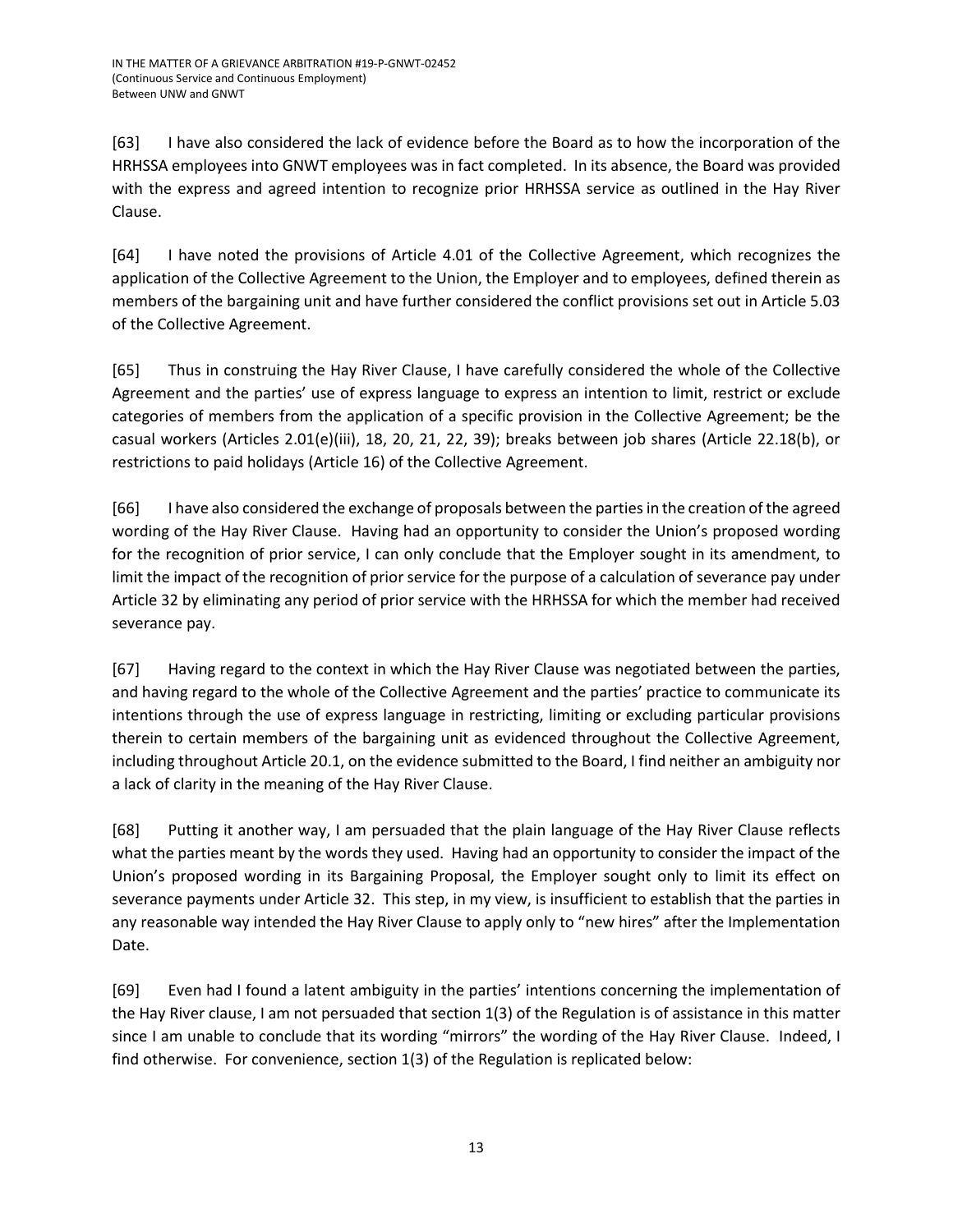[63] I have also considered the lack of evidence before the Board as to how the incorporation of the HRHSSA employees into GNWT employees was in fact completed. In its absence, the Board was provided with the express and agreed intention to recognize prior HRHSSA service as outlined in the Hay River Clause.

[64] I have noted the provisions of Article 4.01 of the Collective Agreement, which recognizes the application of the Collective Agreement to the Union, the Employer and to employees, defined therein as members of the bargaining unit and have further considered the conflict provisions set out in Article 5.03 of the Collective Agreement.

[65] Thus in construing the Hay River Clause, I have carefully considered the whole of the Collective Agreement and the parties' use of express language to express an intention to limit, restrict or exclude categories of members from the application of a specific provision in the Collective Agreement; be the casual workers (Articles 2.01(e)(iii), 18, 20, 21, 22, 39); breaks between job shares (Article 22.18(b), or restrictions to paid holidays (Article 16) of the Collective Agreement.

[66] I have also considered the exchange of proposals between the parties in the creation of the agreed wording of the Hay River Clause. Having had an opportunity to consider the Union's proposed wording for the recognition of prior service, I can only conclude that the Employer sought in its amendment, to limit the impact of the recognition of prior service for the purpose of a calculation of severance pay under Article 32 by eliminating any period of prior service with the HRHSSA for which the member had received severance pay.

[67] Having regard to the context in which the Hay River Clause was negotiated between the parties, and having regard to the whole of the Collective Agreement and the parties' practice to communicate its intentions through the use of express language in restricting, limiting or excluding particular provisions therein to certain members of the bargaining unit as evidenced throughout the Collective Agreement, including throughout Article 20.1, on the evidence submitted to the Board, I find neither an ambiguity nor a lack of clarity in the meaning of the Hay River Clause.

[68] Putting it another way, I am persuaded that the plain language of the Hay River Clause reflects what the parties meant by the words they used. Having had an opportunity to consider the impact of the Union's proposed wording in its Bargaining Proposal, the Employer sought only to limit its effect on severance payments under Article 32. This step, in my view, is insufficient to establish that the parties in any reasonable way intended the Hay River Clause to apply only to "new hires" after the Implementation Date.

[69] Even had I found a latent ambiguity in the parties' intentions concerning the implementation of the Hay River clause, I am not persuaded that section 1(3) of the Regulation is of assistance in this matter since I am unable to conclude that its wording "mirrors" the wording of the Hay River Clause. Indeed, I find otherwise. For convenience, section 1(3) of the Regulation is replicated below: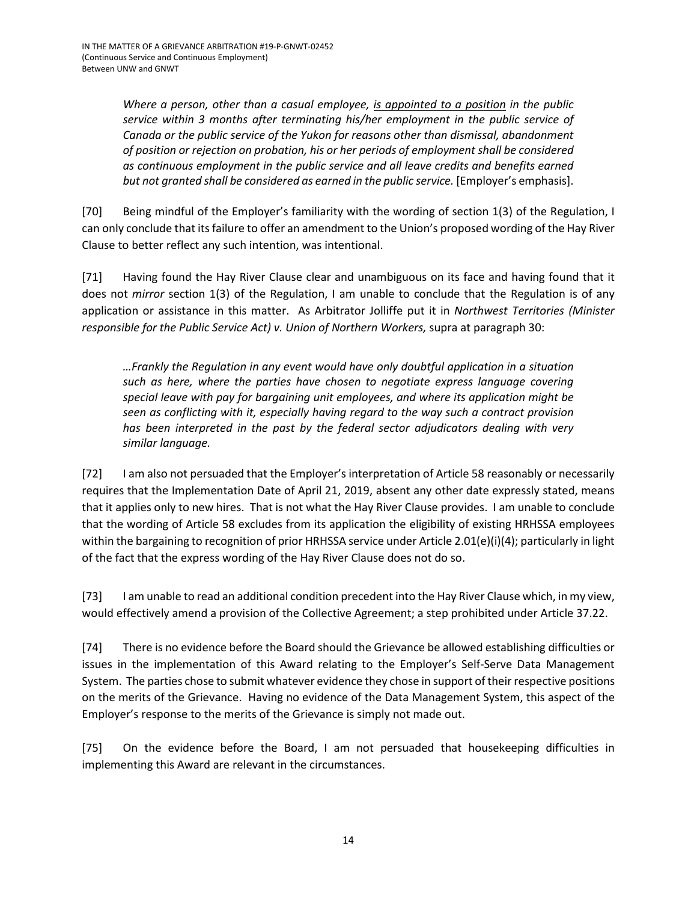> *Where a person, other than a casual employee, is appointed to a position in the public service within 3 months after terminating his/her employment in the public service of Canada or the public service of the Yukon for reasons other than dismissal, abandonment of position or rejection on probation, his or her periods of employment shall be considered as continuous employment in the public service and all leave credits and benefits earned but not granted shall be considered as earned in the public service.* [Employer's emphasis].

[70] Being mindful of the Employer's familiarity with the wording of section 1(3) of the Regulation, I can only conclude that its failure to offer an amendment to the Union's proposed wording of the Hay River Clause to better reflect any such intention, was intentional.

[71] Having found the Hay River Clause clear and unambiguous on its face and having found that it does not *mirror* section 1(3) of the Regulation, I am unable to conclude that the Regulation is of any application or assistance in this matter. As Arbitrator Jolliffe put it in *Northwest Territories (Minister responsible for the Public Service Act) v. Union of Northern Workers,* supra at paragraph 30:

> *…Frankly the Regulation in any event would have only doubtful application in a situation such as here, where the parties have chosen to negotiate express language covering special leave with pay for bargaining unit employees, and where its application might be seen as conflicting with it, especially having regard to the way such a contract provision has been interpreted in the past by the federal sector adjudicators dealing with very similar language.*

[72] I am also not persuaded that the Employer's interpretation of Article 58 reasonably or necessarily requires that the Implementation Date of April 21, 2019, absent any other date expressly stated, means that it applies only to new hires. That is not what the Hay River Clause provides. I am unable to conclude that the wording of Article 58 excludes from its application the eligibility of existing HRHSSA employees within the bargaining to recognition of prior HRHSSA service under Article 2.01(e)(i)(4); particularly in light of the fact that the express wording of the Hay River Clause does not do so.

[73] I am unable to read an additional condition precedent into the Hay River Clause which, in my view, would effectively amend a provision of the Collective Agreement; a step prohibited under Article 37.22.

[74] There is no evidence before the Board should the Grievance be allowed establishing difficulties or issues in the implementation of this Award relating to the Employer's Self-Serve Data Management System. The parties chose to submit whatever evidence they chose in support of their respective positions on the merits of the Grievance. Having no evidence of the Data Management System, this aspect of the Employer's response to the merits of the Grievance is simply not made out.

[75] On the evidence before the Board, I am not persuaded that housekeeping difficulties in implementing this Award are relevant in the circumstances.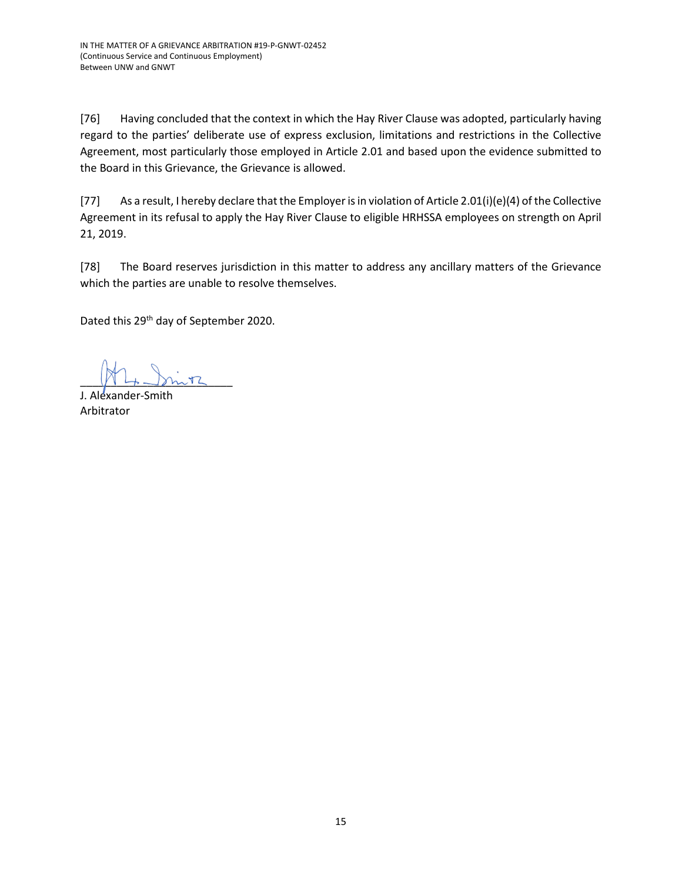[76] Having concluded that the context in which the Hay River Clause was adopted, particularly having regard to the parties' deliberate use of express exclusion, limitations and restrictions in the Collective Agreement, most particularly those employed in Article 2.01 and based upon the evidence submitted to the Board in this Grievance, the Grievance is allowed.

[77] As a result, I hereby declare that the Employer is in violation of Article 2.01(i)(e)(4) of the Collective Agreement in its refusal to apply the Hay River Clause to eligible HRHSSA employees on strength on April 21, 2019.

[78] The Board reserves jurisdiction in this matter to address any ancillary matters of the Grievance which the parties are unable to resolve themselves.

Dated this 29th day of September 2020.

\_\_\_\_\_\_\_\_\_\_\_\_\_\_\_\_\_\_\_\_\_\_\_\_\_\_

J. Alexander-Smith
Arbitrator